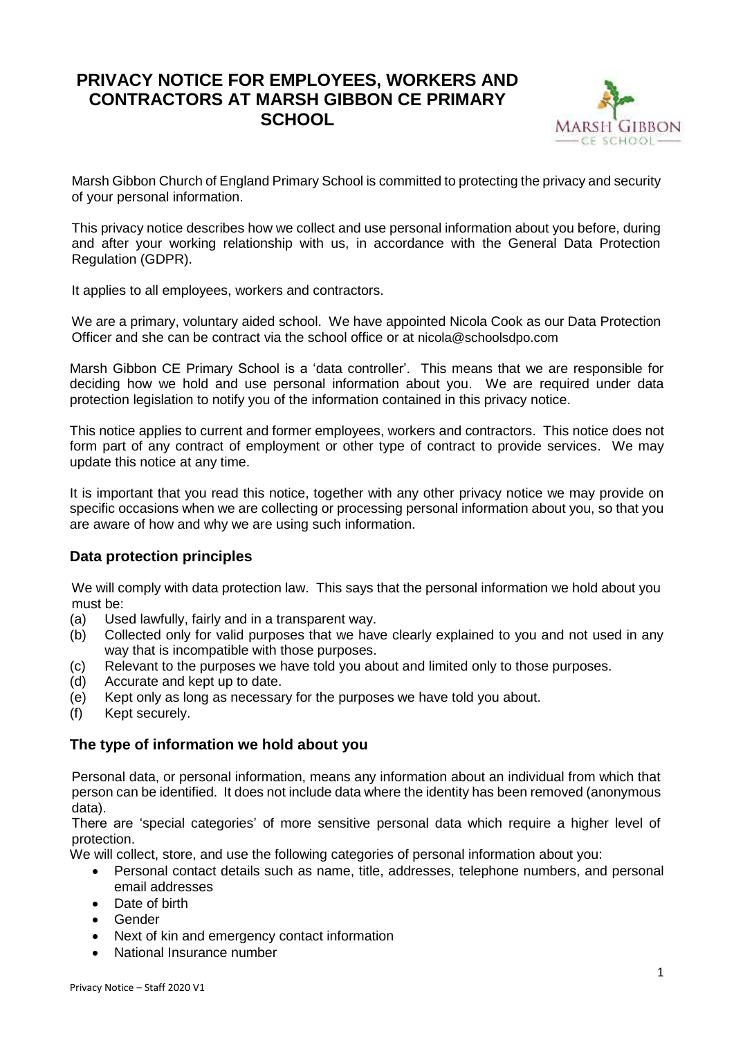# PRIVACY NOTICE FOR EMPLOYEES, WORKERS AND CONTRACTORS AT MARSH GIBBON CE PRIMARY SCHOOL

Marsh Gibbon Church of England Primary School is committed to protecting the privacy and security of your personal information.

This privacy notice describes how we collect and use personal information about you before, during and after your working relationship with us, in accordance with the General Data Protection Regulation (GDPR).

It applies to all employees, workers and contractors.

We are a primary, voluntary aided school. We have appointed Nicola Cook as our Data Protection Officer and she can be contract via the school office or at nicola@schoolsdpo.com

Marsh Gibbon CE Primary School is a 'data controller'. This means that we are responsible for deciding how we hold and use personal information about you. We are required under data protection legislation to notify you of the information contained in this privacy notice.

This notice applies to current and former employees, workers and contractors. This notice does not form part of any contract of employment or other type of contract to provide services. We may update this notice at any time.

It is important that you read this notice, together with any other privacy notice we may provide on specific occasions when we are collecting or processing personal information about you, so that you are aware of how and why we are using such information.

## Data protection principles

We will comply with data protection law. This says that the personal information we hold about you must be:

(a) Used lawfully, fairly and in a transparent way.
(b) Collected only for valid purposes that we have clearly explained to you and not used in any way that is incompatible with those purposes.
(c) Relevant to the purposes we have told you about and limited only to those purposes.
(d) Accurate and kept up to date.
(e) Kept only as long as necessary for the purposes we have told you about.
(f) Kept securely.

## The type of information we hold about you

Personal data, or personal information, means any information about an individual from which that person can be identified. It does not include data where the identity has been removed (anonymous data).

There are 'special categories' of more sensitive personal data which require a higher level of protection.

We will collect, store, and use the following categories of personal information about you:

- Personal contact details such as name, title, addresses, telephone numbers, and personal email addresses
- Date of birth
- Gender
- Next of kin and emergency contact information
- National Insurance number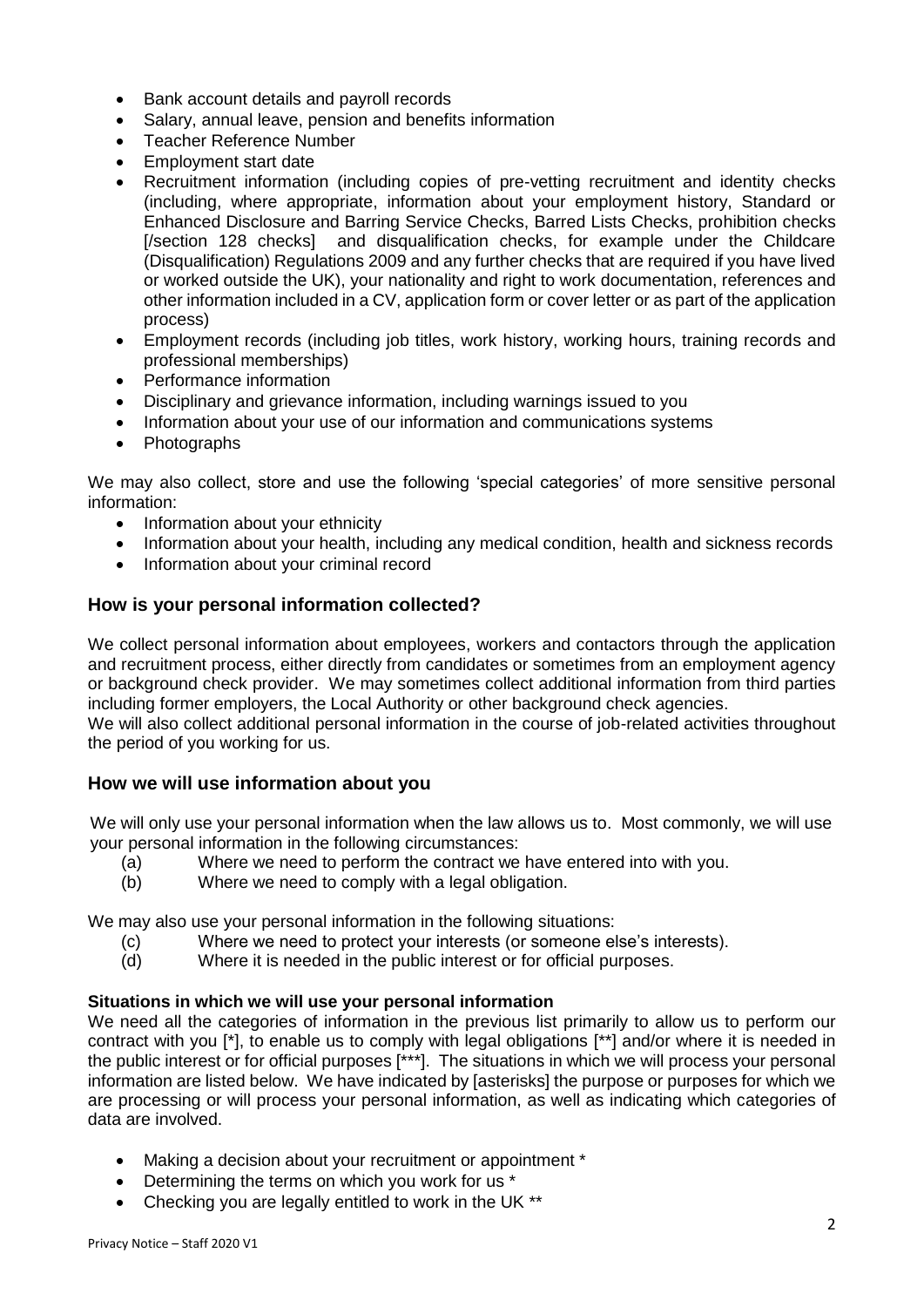- Bank account details and payroll records
- Salary, annual leave, pension and benefits information
- Teacher Reference Number
- Employment start date
- Recruitment information (including copies of pre-vetting recruitment and identity checks (including, where appropriate, information about your employment history, Standard or Enhanced Disclosure and Barring Service Checks, Barred Lists Checks, prohibition checks [/section 128 checks] and disqualification checks, for example under the Childcare (Disqualification) Regulations 2009 and any further checks that are required if you have lived or worked outside the UK), your nationality and right to work documentation, references and other information included in a CV, application form or cover letter or as part of the application process)
- Employment records (including job titles, work history, working hours, training records and professional memberships)
- Performance information
- Disciplinary and grievance information, including warnings issued to you
- Information about your use of our information and communications systems
- Photographs

We may also collect, store and use the following 'special categories' of more sensitive personal information:

- Information about your ethnicity
- Information about your health, including any medical condition, health and sickness records
- Information about your criminal record

## How is your personal information collected?

We collect personal information about employees, workers and contactors through the application and recruitment process, either directly from candidates or sometimes from an employment agency or background check provider. We may sometimes collect additional information from third parties including former employers, the Local Authority or other background check agencies.

We will also collect additional personal information in the course of job-related activities throughout the period of you working for us.

## How we will use information about you

We will only use your personal information when the law allows us to. Most commonly, we will use your personal information in the following circumstances:

(a) Where we need to perform the contract we have entered into with you.
(b) Where we need to comply with a legal obligation.

We may also use your personal information in the following situations:

(c) Where we need to protect your interests (or someone else's interests).
(d) Where it is needed in the public interest or for official purposes.

**Situations in which we will use your personal information**

We need all the categories of information in the previous list primarily to allow us to perform our contract with you [*], to enable us to comply with legal obligations [**] and/or where it is needed in the public interest or for official purposes [***]. The situations in which we will process your personal information are listed below. We have indicated by [asterisks] the purpose or purposes for which we are processing or will process your personal information, as well as indicating which categories of data are involved.

- Making a decision about your recruitment or appointment *
- Determining the terms on which you work for us *
- Checking you are legally entitled to work in the UK **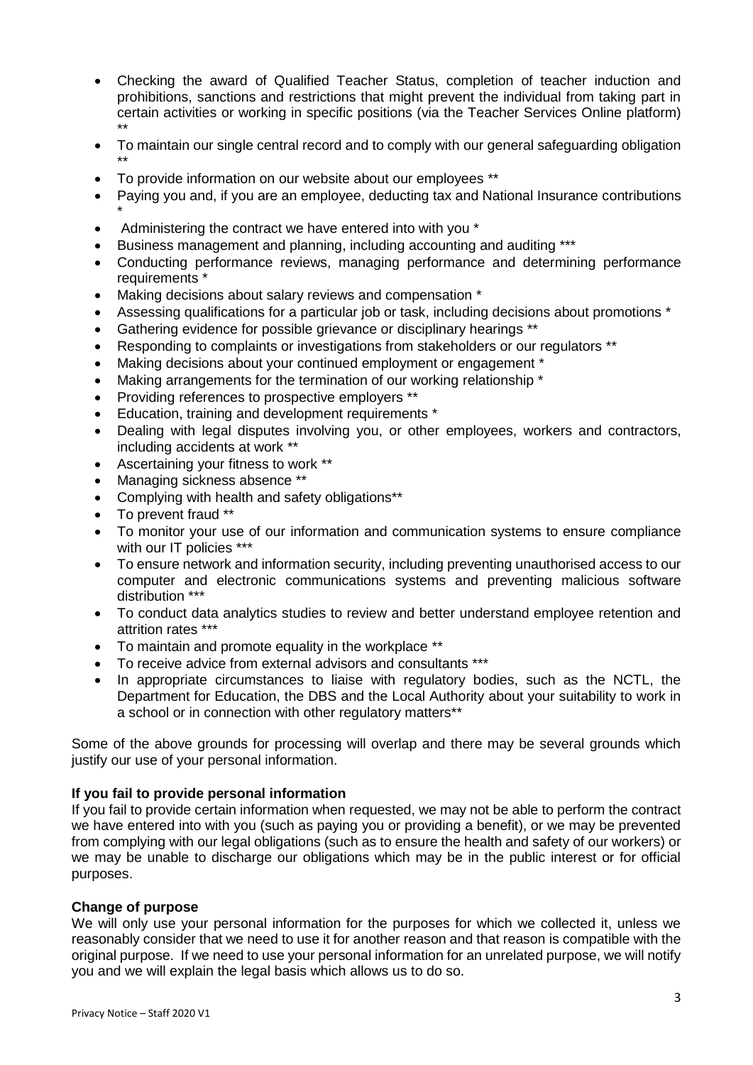- Checking the award of Qualified Teacher Status, completion of teacher induction and prohibitions, sanctions and restrictions that might prevent the individual from taking part in certain activities or working in specific positions (via the Teacher Services Online platform) **
- To maintain our single central record and to comply with our general safeguarding obligation **
- To provide information on our website about our employees **
- Paying you and, if you are an employee, deducting tax and National Insurance contributions *
- Administering the contract we have entered into with you *
- Business management and planning, including accounting and auditing ***
- Conducting performance reviews, managing performance and determining performance requirements *
- Making decisions about salary reviews and compensation *
- Assessing qualifications for a particular job or task, including decisions about promotions *
- Gathering evidence for possible grievance or disciplinary hearings **
- Responding to complaints or investigations from stakeholders or our regulators **
- Making decisions about your continued employment or engagement *
- Making arrangements for the termination of our working relationship *
- Providing references to prospective employers **
- Education, training and development requirements *
- Dealing with legal disputes involving you, or other employees, workers and contractors, including accidents at work **
- Ascertaining your fitness to work **
- Managing sickness absence **
- Complying with health and safety obligations**
- To prevent fraud **
- To monitor your use of our information and communication systems to ensure compliance with our IT policies ***
- To ensure network and information security, including preventing unauthorised access to our computer and electronic communications systems and preventing malicious software distribution ***
- To conduct data analytics studies to review and better understand employee retention and attrition rates ***
- To maintain and promote equality in the workplace **
- To receive advice from external advisors and consultants ***
- In appropriate circumstances to liaise with regulatory bodies, such as the NCTL, the Department for Education, the DBS and the Local Authority about your suitability to work in a school or in connection with other regulatory matters**

Some of the above grounds for processing will overlap and there may be several grounds which justify our use of your personal information.

**If you fail to provide personal information**

If you fail to provide certain information when requested, we may not be able to perform the contract we have entered into with you (such as paying you or providing a benefit), or we may be prevented from complying with our legal obligations (such as to ensure the health and safety of our workers) or we may be unable to discharge our obligations which may be in the public interest or for official purposes.

**Change of purpose**

We will only use your personal information for the purposes for which we collected it, unless we reasonably consider that we need to use it for another reason and that reason is compatible with the original purpose. If we need to use your personal information for an unrelated purpose, we will notify you and we will explain the legal basis which allows us to do so.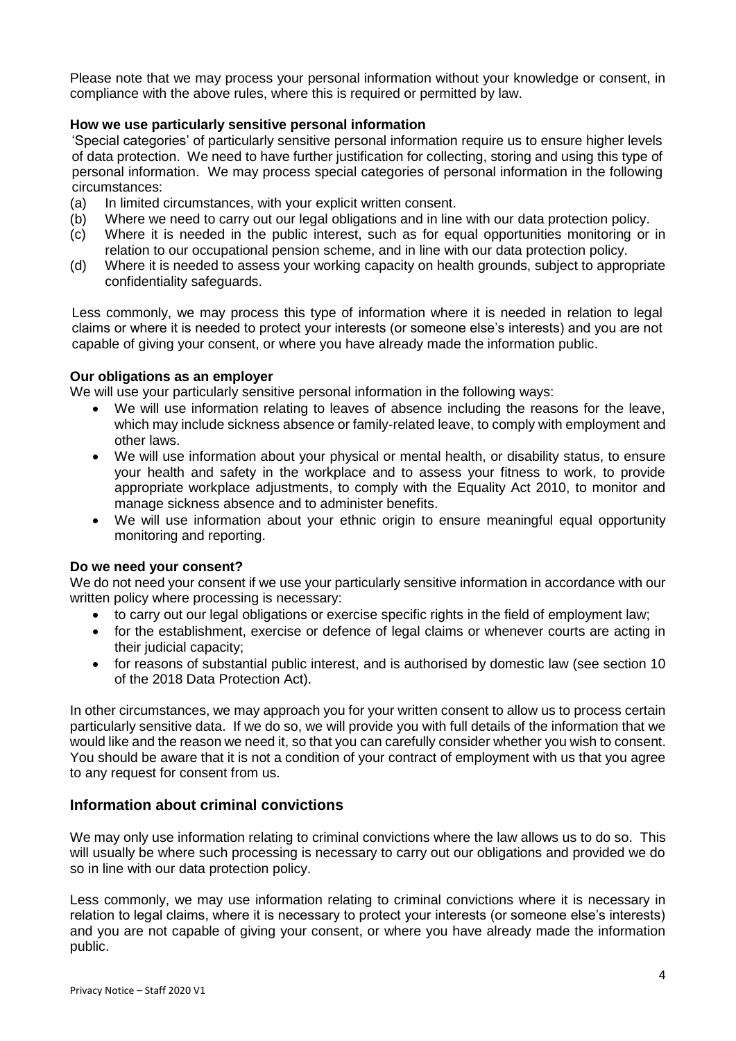Please note that we may process your personal information without your knowledge or consent, in compliance with the above rules, where this is required or permitted by law.

**How we use particularly sensitive personal information**

'Special categories' of particularly sensitive personal information require us to ensure higher levels of data protection. We need to have further justification for collecting, storing and using this type of personal information. We may process special categories of personal information in the following circumstances:

(a) In limited circumstances, with your explicit written consent.
(b) Where we need to carry out our legal obligations and in line with our data protection policy.
(c) Where it is needed in the public interest, such as for equal opportunities monitoring or in relation to our occupational pension scheme, and in line with our data protection policy.
(d) Where it is needed to assess your working capacity on health grounds, subject to appropriate confidentiality safeguards.

Less commonly, we may process this type of information where it is needed in relation to legal claims or where it is needed to protect your interests (or someone else's interests) and you are not capable of giving your consent, or where you have already made the information public.

**Our obligations as an employer**

We will use your particularly sensitive personal information in the following ways:

- We will use information relating to leaves of absence including the reasons for the leave, which may include sickness absence or family-related leave, to comply with employment and other laws.
- We will use information about your physical or mental health, or disability status, to ensure your health and safety in the workplace and to assess your fitness to work, to provide appropriate workplace adjustments, to comply with the Equality Act 2010, to monitor and manage sickness absence and to administer benefits.
- We will use information about your ethnic origin to ensure meaningful equal opportunity monitoring and reporting.

**Do we need your consent?**

We do not need your consent if we use your particularly sensitive information in accordance with our written policy where processing is necessary:

- to carry out our legal obligations or exercise specific rights in the field of employment law;
- for the establishment, exercise or defence of legal claims or whenever courts are acting in their judicial capacity;
- for reasons of substantial public interest, and is authorised by domestic law (see section 10 of the 2018 Data Protection Act).

In other circumstances, we may approach you for your written consent to allow us to process certain particularly sensitive data. If we do so, we will provide you with full details of the information that we would like and the reason we need it, so that you can carefully consider whether you wish to consent. You should be aware that it is not a condition of your contract of employment with us that you agree to any request for consent from us.

## Information about criminal convictions

We may only use information relating to criminal convictions where the law allows us to do so. This will usually be where such processing is necessary to carry out our obligations and provided we do so in line with our data protection policy.

Less commonly, we may use information relating to criminal convictions where it is necessary in relation to legal claims, where it is necessary to protect your interests (or someone else's interests) and you are not capable of giving your consent, or where you have already made the information public.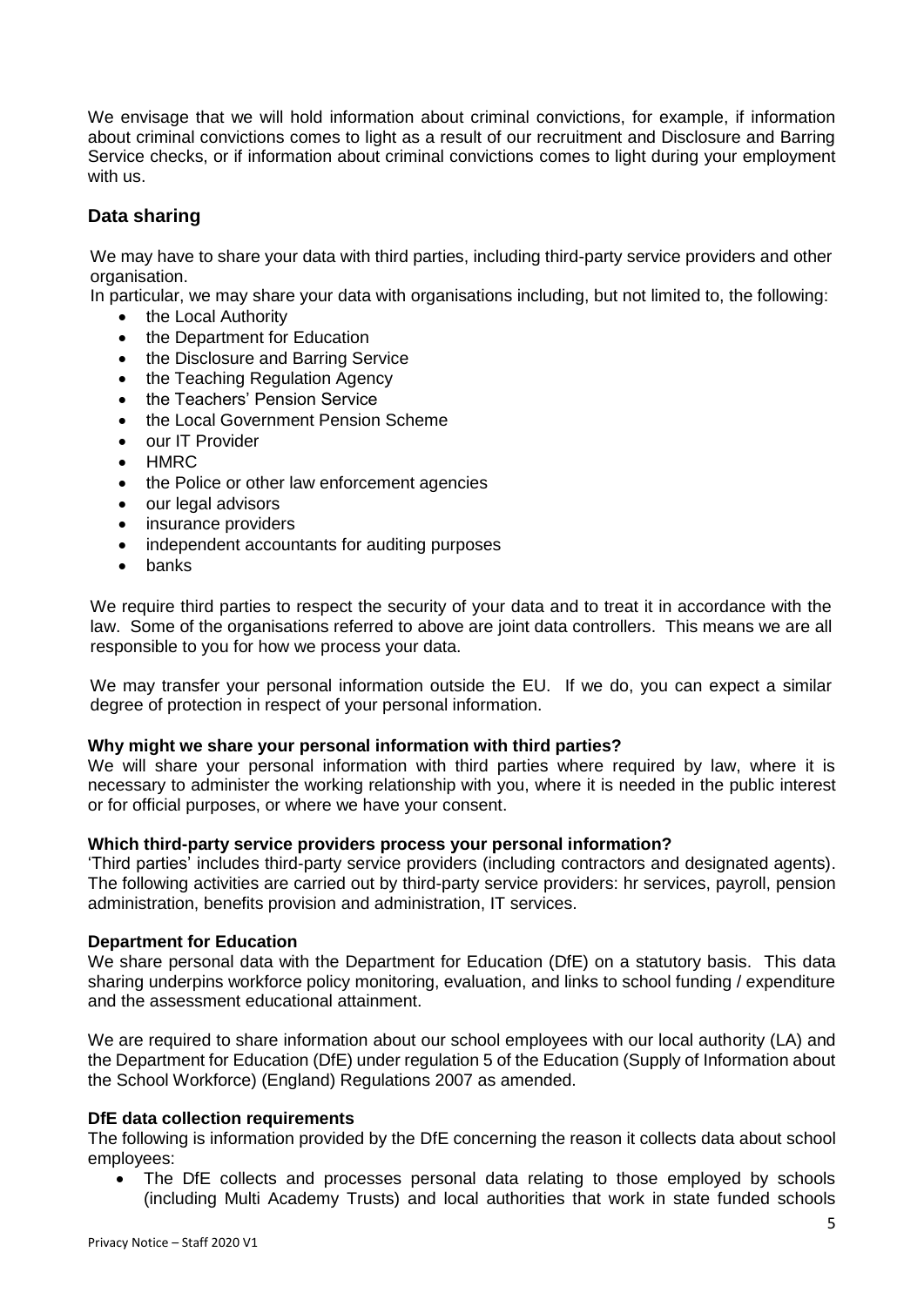We envisage that we will hold information about criminal convictions, for example, if information about criminal convictions comes to light as a result of our recruitment and Disclosure and Barring Service checks, or if information about criminal convictions comes to light during your employment with us.

## Data sharing

We may have to share your data with third parties, including third-party service providers and other organisation.

In particular, we may share your data with organisations including, but not limited to, the following:

- the Local Authority
- the Department for Education
- the Disclosure and Barring Service
- the Teaching Regulation Agency
- the Teachers' Pension Service
- the Local Government Pension Scheme
- our IT Provider
- HMRC
- the Police or other law enforcement agencies
- our legal advisors
- insurance providers
- independent accountants for auditing purposes
- banks

We require third parties to respect the security of your data and to treat it in accordance with the law. Some of the organisations referred to above are joint data controllers. This means we are all responsible to you for how we process your data.

We may transfer your personal information outside the EU. If we do, you can expect a similar degree of protection in respect of your personal information.

**Why might we share your personal information with third parties?**

We will share your personal information with third parties where required by law, where it is necessary to administer the working relationship with you, where it is needed in the public interest or for official purposes, or where we have your consent.

**Which third-party service providers process your personal information?**

'Third parties' includes third-party service providers (including contractors and designated agents). The following activities are carried out by third-party service providers: hr services, payroll, pension administration, benefits provision and administration, IT services.

**Department for Education**

We share personal data with the Department for Education (DfE) on a statutory basis. This data sharing underpins workforce policy monitoring, evaluation, and links to school funding / expenditure and the assessment educational attainment.

We are required to share information about our school employees with our local authority (LA) and the Department for Education (DfE) under regulation 5 of the Education (Supply of Information about the School Workforce) (England) Regulations 2007 as amended.

**DfE data collection requirements**

The following is information provided by the DfE concerning the reason it collects data about school employees:

- The DfE collects and processes personal data relating to those employed by schools (including Multi Academy Trusts) and local authorities that work in state funded schools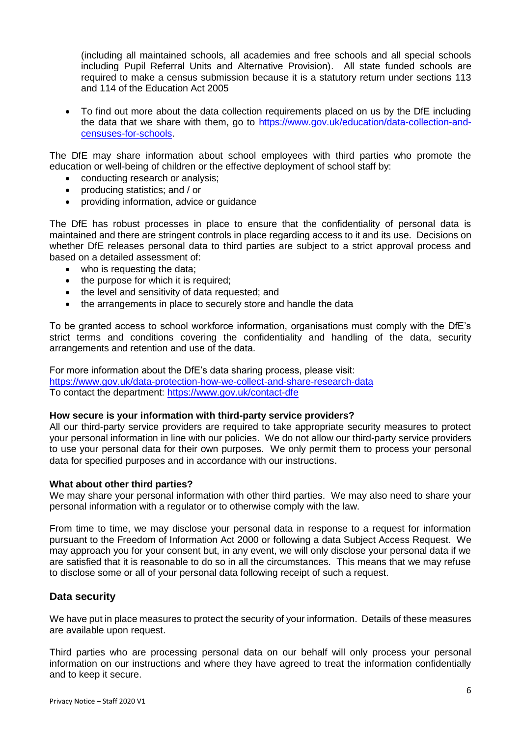(including all maintained schools, all academies and free schools and all special schools including Pupil Referral Units and Alternative Provision). All state funded schools are required to make a census submission because it is a statutory return under sections 113 and 114 of the Education Act 2005

- To find out more about the data collection requirements placed on us by the DfE including the data that we share with them, go to [https://www.gov.uk/education/data-collection-and-censuses-for-schools](https://www.gov.uk/education/data-collection-and-censuses-for-schools).

The DfE may share information about school employees with third parties who promote the education or well-being of children or the effective deployment of school staff by:

- conducting research or analysis;
- producing statistics; and / or
- providing information, advice or guidance

The DfE has robust processes in place to ensure that the confidentiality of personal data is maintained and there are stringent controls in place regarding access to it and its use. Decisions on whether DfE releases personal data to third parties are subject to a strict approval process and based on a detailed assessment of:

- who is requesting the data;
- the purpose for which it is required;
- the level and sensitivity of data requested; and
- the arrangements in place to securely store and handle the data

To be granted access to school workforce information, organisations must comply with the DfE's strict terms and conditions covering the confidentiality and handling of the data, security arrangements and retention and use of the data.

For more information about the DfE's data sharing process, please visit:
[https://www.gov.uk/data-protection-how-we-collect-and-share-research-data](https://www.gov.uk/data-protection-how-we-collect-and-share-research-data)
To contact the department: [https://www.gov.uk/contact-dfe](https://www.gov.uk/contact-dfe)

**How secure is your information with third-party service providers?**
All our third-party service providers are required to take appropriate security measures to protect your personal information in line with our policies. We do not allow our third-party service providers to use your personal data for their own purposes. We only permit them to process your personal data for specified purposes and in accordance with our instructions.

**What about other third parties?**
We may share your personal information with other third parties. We may also need to share your personal information with a regulator or to otherwise comply with the law.

From time to time, we may disclose your personal data in response to a request for information pursuant to the Freedom of Information Act 2000 or following a data Subject Access Request. We may approach you for your consent but, in any event, we will only disclose your personal data if we are satisfied that it is reasonable to do so in all the circumstances. This means that we may refuse to disclose some or all of your personal data following receipt of such a request.

## Data security

We have put in place measures to protect the security of your information. Details of these measures are available upon request.

Third parties who are processing personal data on our behalf will only process your personal information on our instructions and where they have agreed to treat the information confidentially and to keep it secure.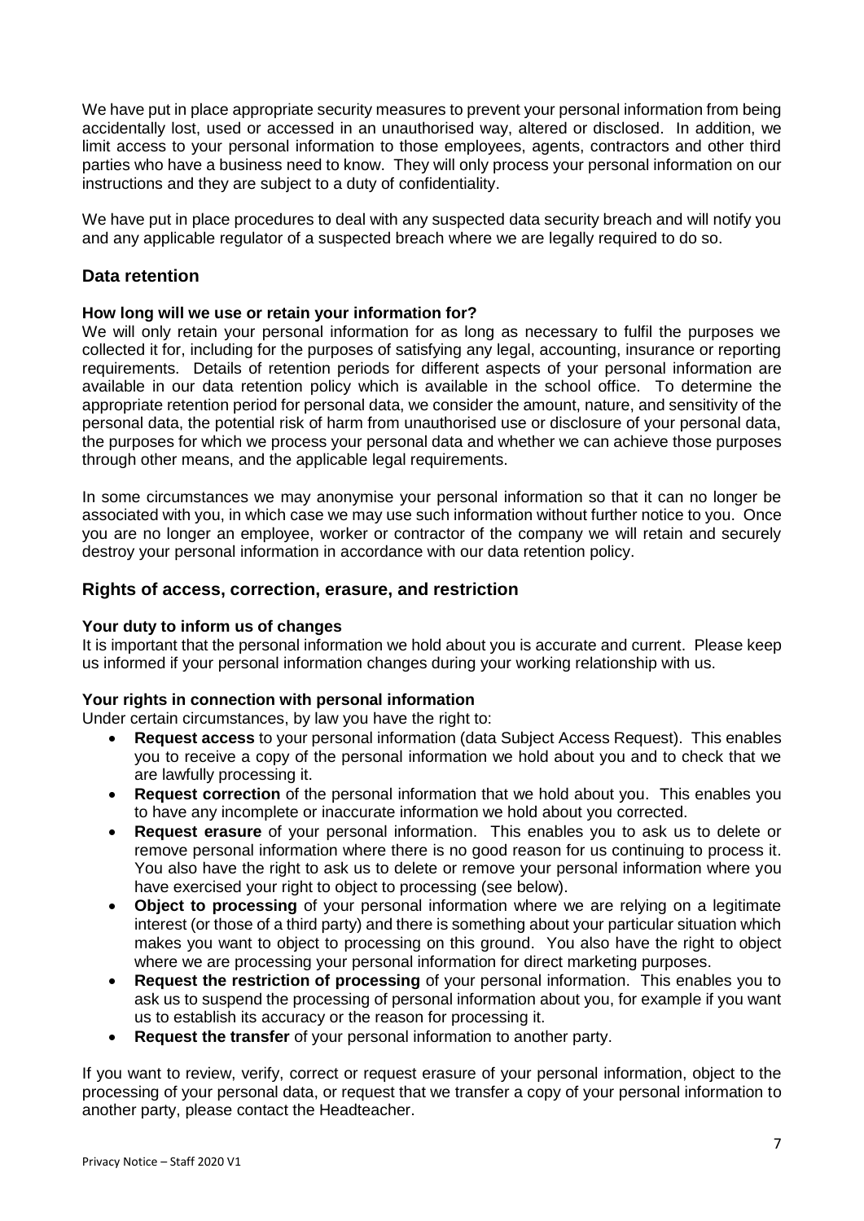We have put in place appropriate security measures to prevent your personal information from being accidentally lost, used or accessed in an unauthorised way, altered or disclosed. In addition, we limit access to your personal information to those employees, agents, contractors and other third parties who have a business need to know. They will only process your personal information on our instructions and they are subject to a duty of confidentiality.

We have put in place procedures to deal with any suspected data security breach and will notify you and any applicable regulator of a suspected breach where we are legally required to do so.

## Data retention

### How long will we use or retain your information for?

We will only retain your personal information for as long as necessary to fulfil the purposes we collected it for, including for the purposes of satisfying any legal, accounting, insurance or reporting requirements. Details of retention periods for different aspects of your personal information are available in our data retention policy which is available in the school office. To determine the appropriate retention period for personal data, we consider the amount, nature, and sensitivity of the personal data, the potential risk of harm from unauthorised use or disclosure of your personal data, the purposes for which we process your personal data and whether we can achieve those purposes through other means, and the applicable legal requirements.

In some circumstances we may anonymise your personal information so that it can no longer be associated with you, in which case we may use such information without further notice to you. Once you are no longer an employee, worker or contractor of the company we will retain and securely destroy your personal information in accordance with our data retention policy.

## Rights of access, correction, erasure, and restriction

### Your duty to inform us of changes

It is important that the personal information we hold about you is accurate and current. Please keep us informed if your personal information changes during your working relationship with us.

### Your rights in connection with personal information

Under certain circumstances, by law you have the right to:

- **Request access** to your personal information (data Subject Access Request). This enables you to receive a copy of the personal information we hold about you and to check that we are lawfully processing it.
- **Request correction** of the personal information that we hold about you. This enables you to have any incomplete or inaccurate information we hold about you corrected.
- **Request erasure** of your personal information. This enables you to ask us to delete or remove personal information where there is no good reason for us continuing to process it. You also have the right to ask us to delete or remove your personal information where you have exercised your right to object to processing (see below).
- **Object to processing** of your personal information where we are relying on a legitimate interest (or those of a third party) and there is something about your particular situation which makes you want to object to processing on this ground. You also have the right to object where we are processing your personal information for direct marketing purposes.
- **Request the restriction of processing** of your personal information. This enables you to ask us to suspend the processing of personal information about you, for example if you want us to establish its accuracy or the reason for processing it.
- **Request the transfer** of your personal information to another party.

If you want to review, verify, correct or request erasure of your personal information, object to the processing of your personal data, or request that we transfer a copy of your personal information to another party, please contact the Headteacher.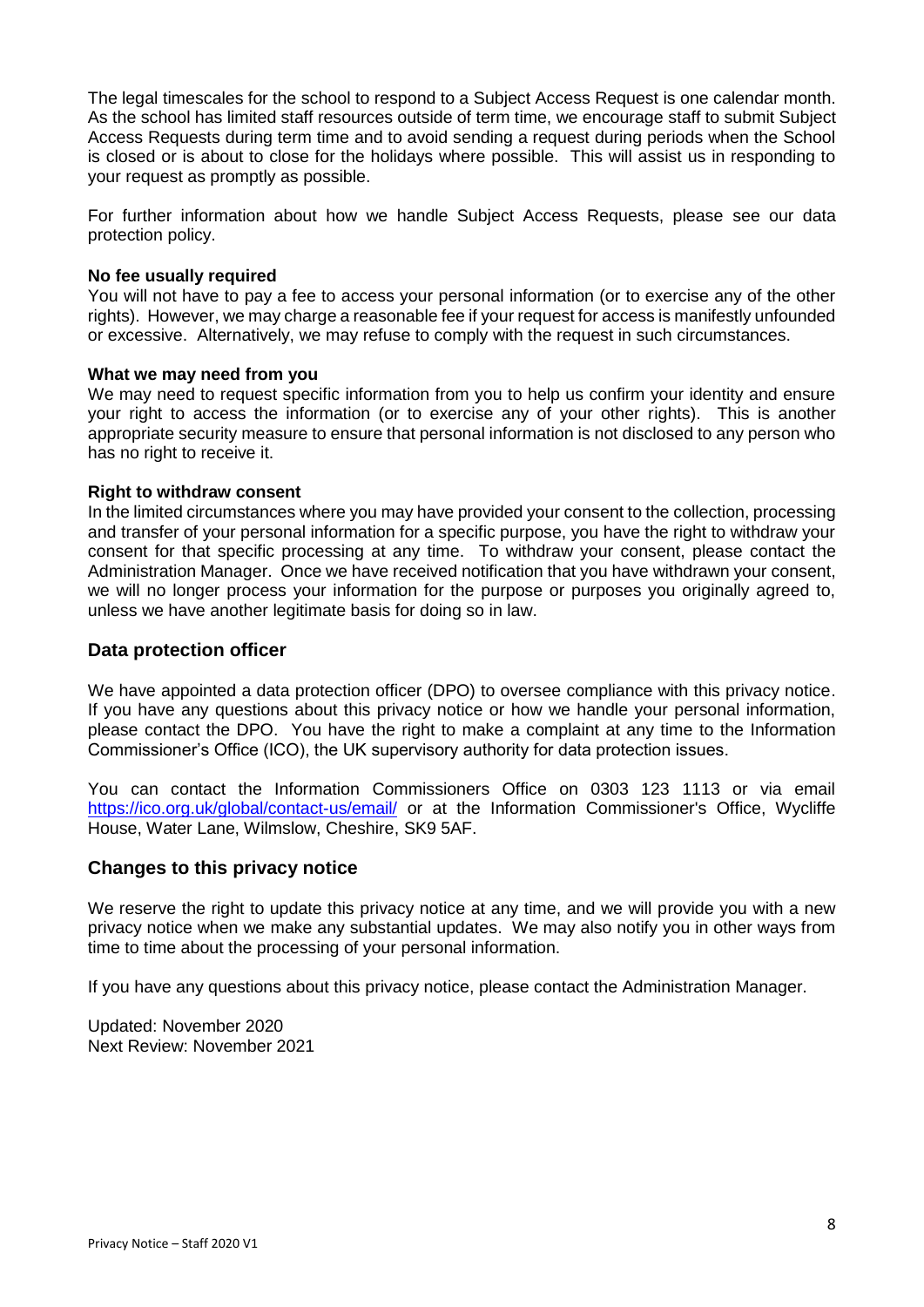The legal timescales for the school to respond to a Subject Access Request is one calendar month. As the school has limited staff resources outside of term time, we encourage staff to submit Subject Access Requests during term time and to avoid sending a request during periods when the School is closed or is about to close for the holidays where possible. This will assist us in responding to your request as promptly as possible.

For further information about how we handle Subject Access Requests, please see our data protection policy.

**No fee usually required**
You will not have to pay a fee to access your personal information (or to exercise any of the other rights). However, we may charge a reasonable fee if your request for access is manifestly unfounded or excessive. Alternatively, we may refuse to comply with the request in such circumstances.

**What we may need from you**
We may need to request specific information from you to help us confirm your identity and ensure your right to access the information (or to exercise any of your other rights). This is another appropriate security measure to ensure that personal information is not disclosed to any person who has no right to receive it.

**Right to withdraw consent**
In the limited circumstances where you may have provided your consent to the collection, processing and transfer of your personal information for a specific purpose, you have the right to withdraw your consent for that specific processing at any time. To withdraw your consent, please contact the Administration Manager. Once we have received notification that you have withdrawn your consent, we will no longer process your information for the purpose or purposes you originally agreed to, unless we have another legitimate basis for doing so in law.

## Data protection officer

We have appointed a data protection officer (DPO) to oversee compliance with this privacy notice. If you have any questions about this privacy notice or how we handle your personal information, please contact the DPO. You have the right to make a complaint at any time to the Information Commissioner's Office (ICO), the UK supervisory authority for data protection issues.

You can contact the Information Commissioners Office on 0303 123 1113 or via email https://ico.org.uk/global/contact-us/email/ or at the Information Commissioner's Office, Wycliffe House, Water Lane, Wilmslow, Cheshire, SK9 5AF.

## Changes to this privacy notice

We reserve the right to update this privacy notice at any time, and we will provide you with a new privacy notice when we make any substantial updates. We may also notify you in other ways from time to time about the processing of your personal information.

If you have any questions about this privacy notice, please contact the Administration Manager.

Updated: November 2020
Next Review: November 2021